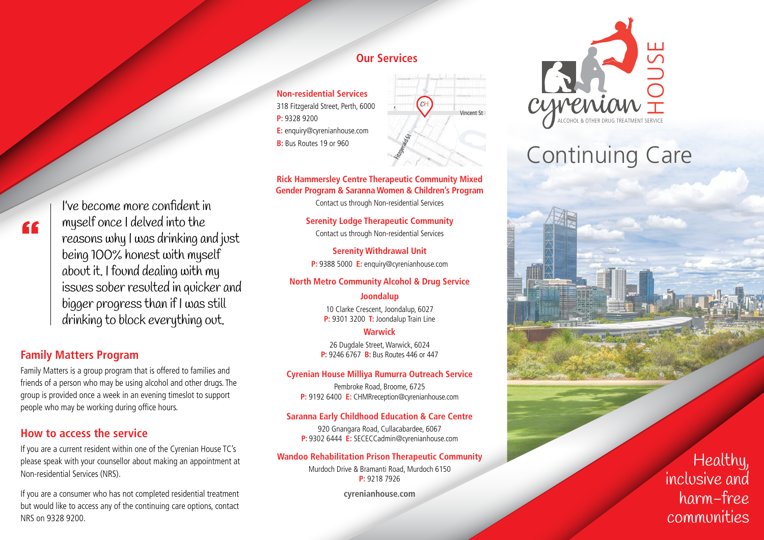> I've become more confident in myself once I delved into the reasons why I was drinking and just being 100% honest with myself about it. I found dealing with my issues sober resulted in quicker and bigger progress than if I was still drinking to block everything out.

## Family Matters Program

Family Matters is a group program that is offered to families and friends of a person who may be using alcohol and other drugs. The group is provided once a week in an evening timeslot to support people who may be working during office hours.

## How to access the service

If you are a current resident within one of the Cyrenian House TC's please speak with your counsellor about making an appointment at Non-residential Services (NRS).

If you are a consumer who has not completed residential treatment but would like to access any of the continuing care options, contact NRS on 9328 9200.

## Our Services

**Non-residential Services**
318 Fitzgerald Street, Perth, 6000
**P:** 9328 9200
**E:** enquiry@cyrenianhouse.com
**B:** Bus Routes 19 or 960

**Rick Hammersley Centre Therapeutic Community Mixed Gender Program & Saranna Women & Children's Program**
Contact us through Non-residential Services

**Serenity Lodge Therapeutic Community**
Contact us through Non-residential Services

**Serenity Withdrawal Unit**
**P:** 9388 5000 **E:** enquiry@cyrenianhouse.com

**North Metro Community Alcohol & Drug Service**

**Joondalup**
10 Clarke Crescent, Joondalup, 6027
**P:** 9301 3200 **T:** Joondalup Train Line

**Warwick**
26 Dugdale Street, Warwick, 6024
**P:** 9246 6767 **B:** Bus Routes 446 or 447

**Cyrenian House Milliya Rumurra Outreach Service**
Pembroke Road, Broome, 6725
**P:** 9192 6400 **E:** CHMRreception@cyrenianhouse.com

**Saranna Early Childhood Education & Care Centre**
920 Gnangara Road, Cullacabardee, 6067
**P:** 9302 6444 **E:** SECECCadmin@cyrenianhouse.com

**Wandoo Rehabilitation Prison Therapeutic Community**
Murdoch Drive & Bramanti Road, Murdoch 6150
**P:** 9218 7926

**cyrenianhouse.com**

cyrenian HOUSE
ALCOHOL & OTHER DRUG TREATMENT SERVICE

# Continuing Care

Healthy, inclusive and harm-free communities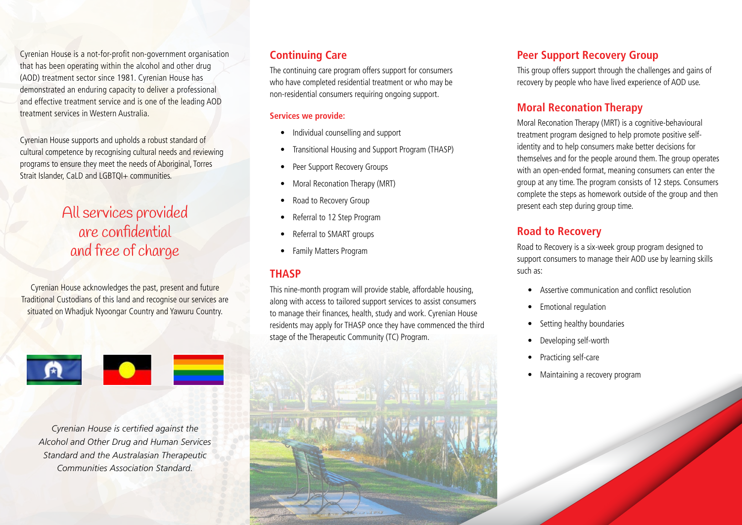Cyrenian House is a not-for-profit non-government organisation that has been operating within the alcohol and other drug (AOD) treatment sector since 1981. Cyrenian House has demonstrated an enduring capacity to deliver a professional and effective treatment service and is one of the leading AOD treatment services in Western Australia.

Cyrenian House supports and upholds a robust standard of cultural competence by recognising cultural needs and reviewing programs to ensure they meet the needs of Aboriginal, Torres Strait Islander, CaLD and LGBTQI+ communities.

All services provided are confidential and free of charge

Cyrenian House acknowledges the past, present and future Traditional Custodians of this land and recognise our services are situated on Whadjuk Nyoongar Country and Yawuru Country.

*Cyrenian House is certified against the Alcohol and Other Drug and Human Services Standard and the Australasian Therapeutic Communities Association Standard.*

## Continuing Care

The continuing care program offers support for consumers who have completed residential treatment or who may be non-residential consumers requiring ongoing support.

**Services we provide:**

- Individual counselling and support
- Transitional Housing and Support Program (THASP)
- Peer Support Recovery Groups
- Moral Reconation Therapy (MRT)
- Road to Recovery Group
- Referral to 12 Step Program
- Referral to SMART groups
- Family Matters Program

## THASP

This nine-month program will provide stable, affordable housing, along with access to tailored support services to assist consumers to manage their finances, health, study and work. Cyrenian House residents may apply for THASP once they have commenced the third stage of the Therapeutic Community (TC) Program.

## Peer Support Recovery Group

This group offers support through the challenges and gains of recovery by people who have lived experience of AOD use.

## Moral Reconation Therapy

Moral Reconation Therapy (MRT) is a cognitive-behavioural treatment program designed to help promote positive self-identity and to help consumers make better decisions for themselves and for the people around them. The group operates with an open-ended format, meaning consumers can enter the group at any time. The program consists of 12 steps. Consumers complete the steps as homework outside of the group and then present each step during group time.

## Road to Recovery

Road to Recovery is a six-week group program designed to support consumers to manage their AOD use by learning skills such as:

- Assertive communication and conflict resolution
- Emotional regulation
- Setting healthy boundaries
- Developing self-worth
- Practicing self-care
- Maintaining a recovery program